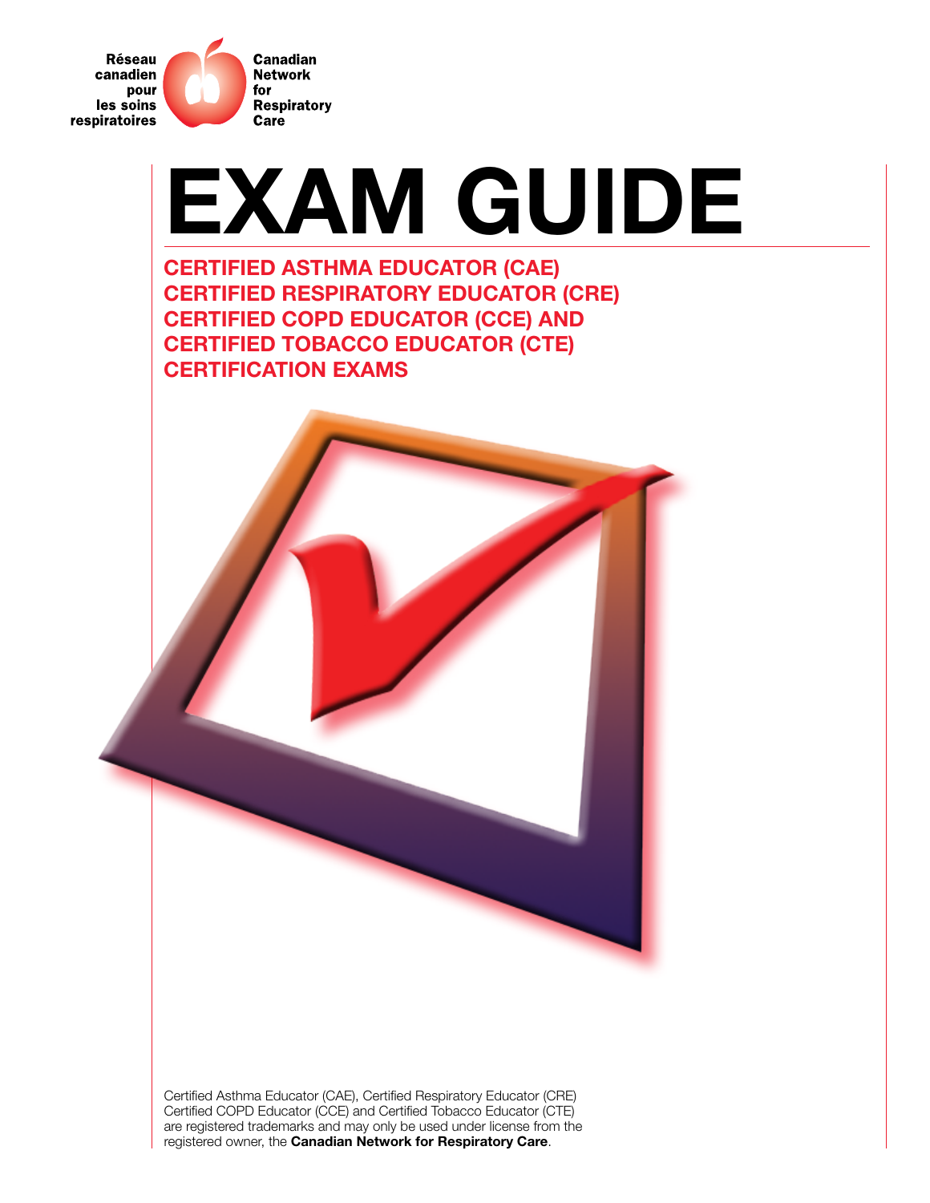Réseau canadien pour les soins respiratoires

Canadian Network for Respiratory Care

# EXAM GUIDE

## CERTIFIED ASTHMA EDUCATOR (CAE)
## CERTIFIED RESPIRATORY EDUCATOR (CRE)
## CERTIFIED COPD EDUCATOR (CCE) AND
## CERTIFIED TOBACCO EDUCATOR (CTE)
## CERTIFICATION EXAMS

Certified Asthma Educator (CAE), Certified Respiratory Educator (CRE) Certified COPD Educator (CCE) and Certified Tobacco Educator (CTE) are registered trademarks and may only be used under license from the registered owner, the **Canadian Network for Respiratory Care**.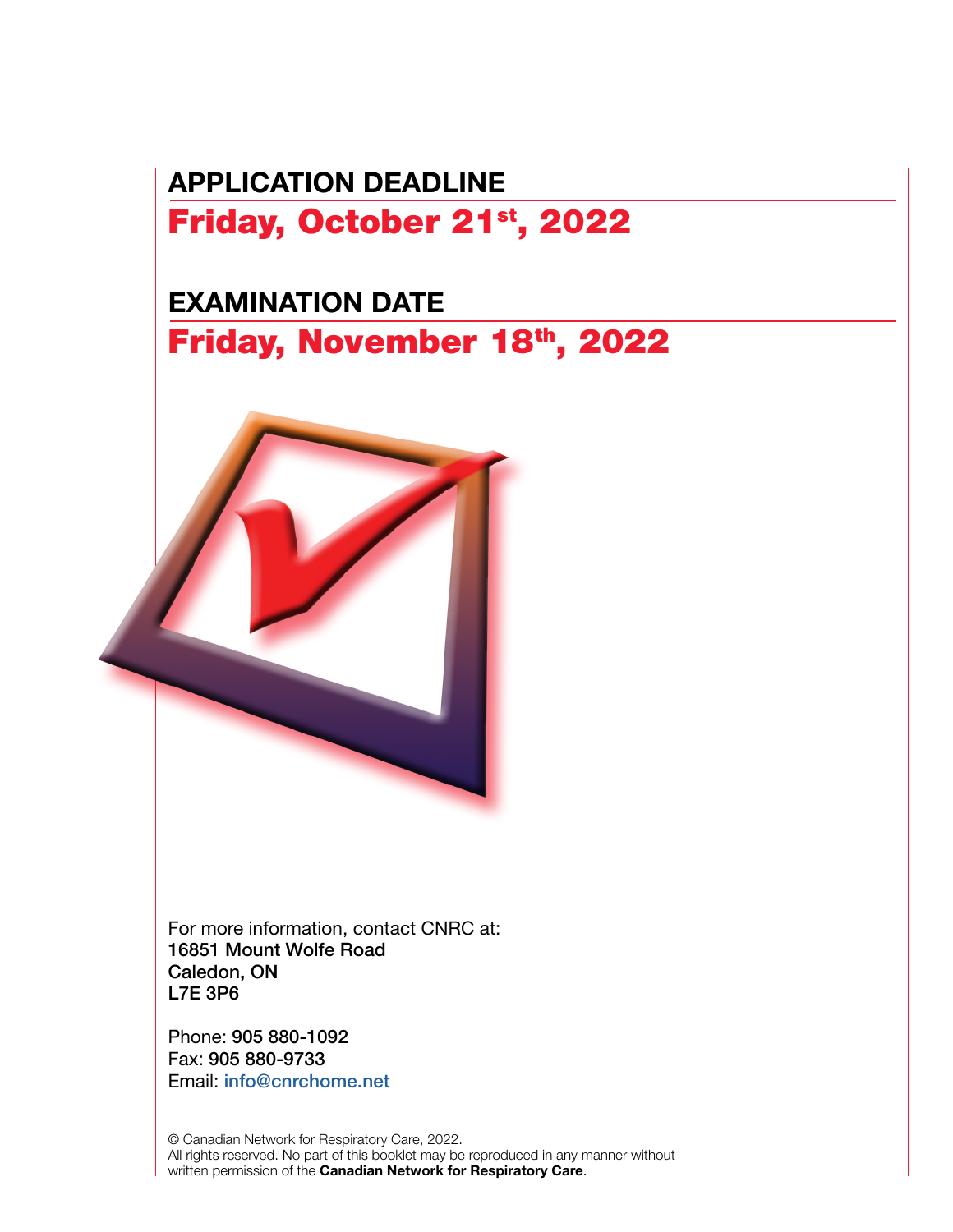## APPLICATION DEADLINE

## Friday, October 21st, 2022

## EXAMINATION DATE

## Friday, November 18th, 2022

For more information, contact CNRC at:
**16851 Mount Wolfe Road**
**Caledon, ON**
**L7E 3P6**

Phone: **905 880-1092**
Fax: **905 880-9733**
Email: info@cnrchome.net

© Canadian Network for Respiratory Care, 2022.
All rights reserved. No part of this booklet may be reproduced in any manner without written permission of the **Canadian Network for Respiratory Care**.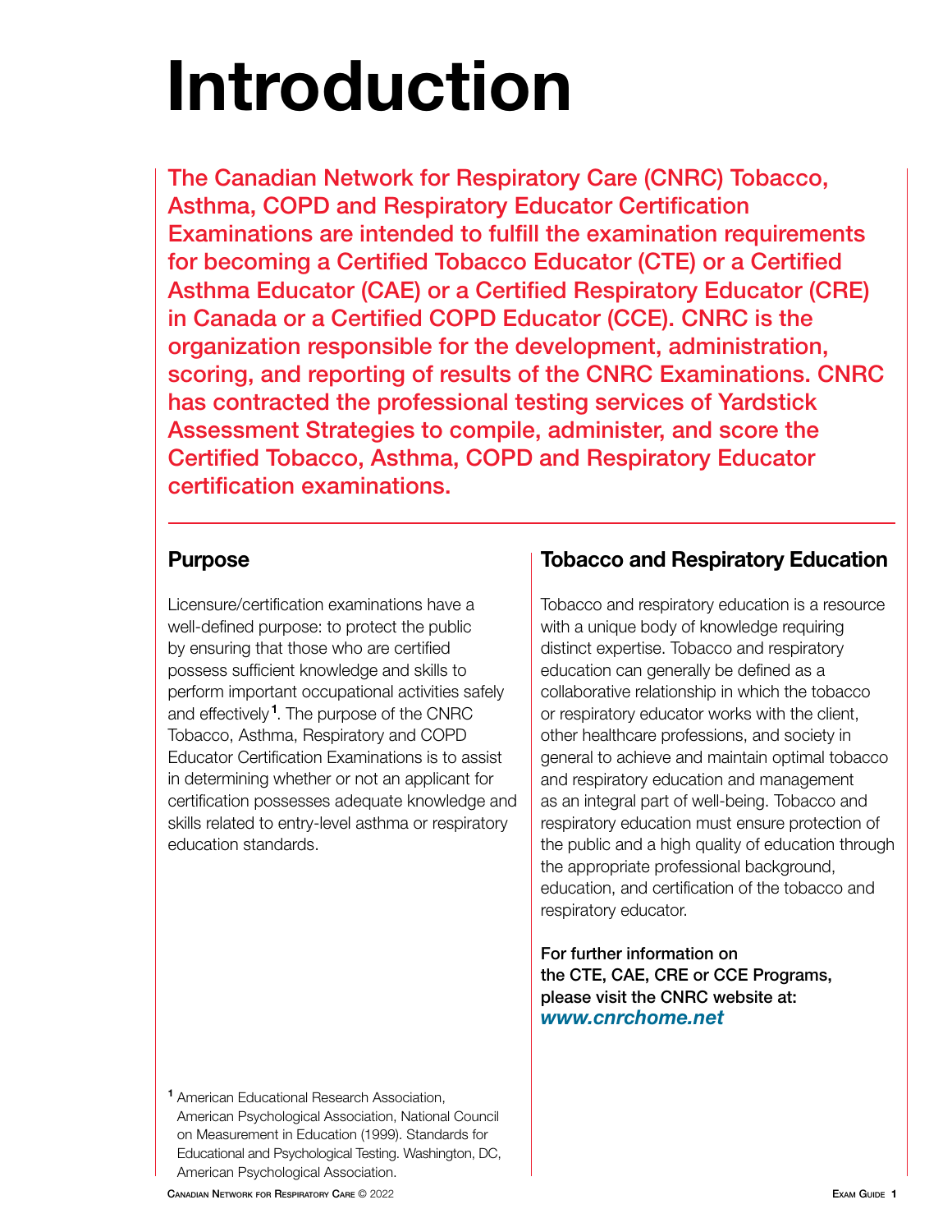# Introduction

**The Canadian Network for Respiratory Care (CNRC) Tobacco, Asthma, COPD and Respiratory Educator Certification Examinations are intended to fulfill the examination requirements for becoming a Certified Tobacco Educator (CTE) or a Certified Asthma Educator (CAE) or a Certified Respiratory Educator (CRE) in Canada or a Certified COPD Educator (CCE). CNRC is the organization responsible for the development, administration, scoring, and reporting of results of the CNRC Examinations. CNRC has contracted the professional testing services of Yardstick Assessment Strategies to compile, administer, and score the Certified Tobacco, Asthma, COPD and Respiratory Educator certification examinations.**

## Purpose

Licensure/certification examinations have a well-defined purpose: to protect the public by ensuring that those who are certified possess sufficient knowledge and skills to perform important occupational activities safely and effectively[1]. The purpose of the CNRC Tobacco, Asthma, Respiratory and COPD Educator Certification Examinations is to assist in determining whether or not an applicant for certification possesses adequate knowledge and skills related to entry-level asthma or respiratory education standards.

[1] American Educational Research Association, American Psychological Association, National Council on Measurement in Education (1999). Standards for Educational and Psychological Testing. Washington, DC, American Psychological Association.

## Tobacco and Respiratory Education

Tobacco and respiratory education is a resource with a unique body of knowledge requiring distinct expertise. Tobacco and respiratory education can generally be defined as a collaborative relationship in which the tobacco or respiratory educator works with the client, other healthcare professions, and society in general to achieve and maintain optimal tobacco and respiratory education and management as an integral part of well-being. Tobacco and respiratory education must ensure protection of the public and a high quality of education through the appropriate professional background, education, and certification of the tobacco and respiratory educator.

**For further information on the CTE, CAE, CRE or CCE Programs, please visit the CNRC website at: *www.cnrchome.net***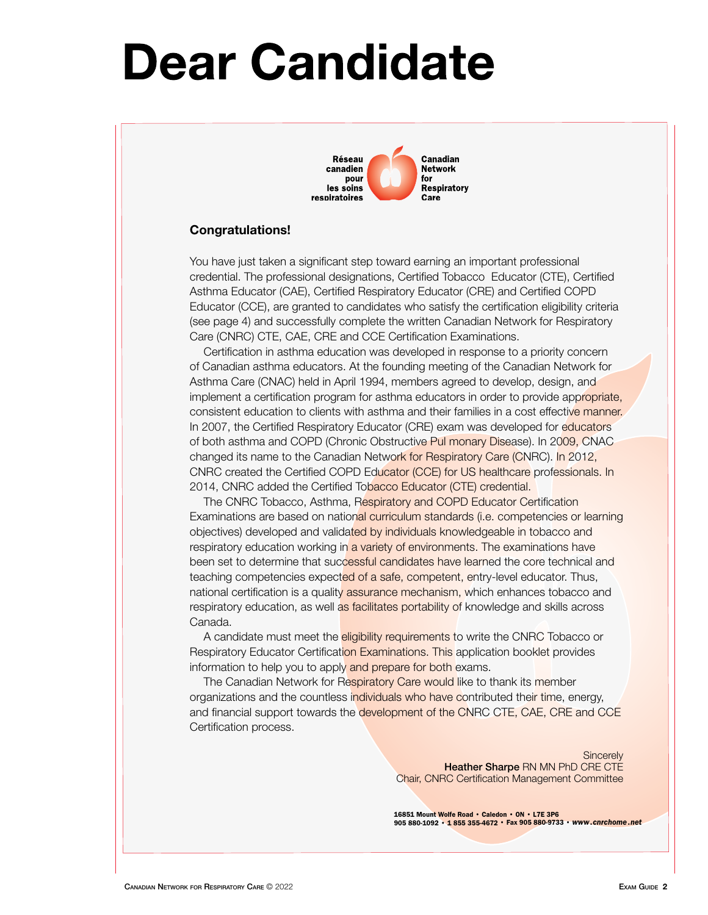# Dear Candidate

Réseau canadien pour les soins respiratoires

Canadian Network for Respiratory Care

**Congratulations!**

You have just taken a significant step toward earning an important professional credential. The professional designations, Certified Tobacco Educator (CTE), Certified Asthma Educator (CAE), Certified Respiratory Educator (CRE) and Certified COPD Educator (CCE), are granted to candidates who satisfy the certification eligibility criteria (see page 4) and successfully complete the written Canadian Network for Respiratory Care (CNRC) CTE, CAE, CRE and CCE Certification Examinations.

Certification in asthma education was developed in response to a priority concern of Canadian asthma educators. At the founding meeting of the Canadian Network for Asthma Care (CNAC) held in April 1994, members agreed to develop, design, and implement a certification program for asthma educators in order to provide appropriate, consistent education to clients with asthma and their families in a cost effective manner. In 2007, the Certified Respiratory Educator (CRE) exam was developed for educators of both asthma and COPD (Chronic Obstructive Pul monary Disease). In 2009, CNAC changed its name to the Canadian Network for Respiratory Care (CNRC). In 2012, CNRC created the Certified COPD Educator (CCE) for US healthcare professionals. In 2014, CNRC added the Certified Tobacco Educator (CTE) credential.

The CNRC Tobacco, Asthma, Respiratory and COPD Educator Certification Examinations are based on national curriculum standards (i.e. competencies or learning objectives) developed and validated by individuals knowledgeable in tobacco and respiratory education working in a variety of environments. The examinations have been set to determine that successful candidates have learned the core technical and teaching competencies expected of a safe, competent, entry-level educator. Thus, national certification is a quality assurance mechanism, which enhances tobacco and respiratory education, as well as facilitates portability of knowledge and skills across Canada.

A candidate must meet the eligibility requirements to write the CNRC Tobacco or Respiratory Educator Certification Examinations. This application booklet provides information to help you to apply and prepare for both exams.

The Canadian Network for Respiratory Care would like to thank its member organizations and the countless individuals who have contributed their time, energy, and financial support towards the development of the CNRC CTE, CAE, CRE and CCE Certification process.

Sincerely
**Heather Sharpe** RN MN PhD CRE CTE
Chair, CNRC Certification Management Committee

16851 Mount Wolfe Road • Caledon • ON • L7E 3P6
905 880-1092 • 1 855 355-4672 • Fax 905 880-9733 • *www.cnrchome.net*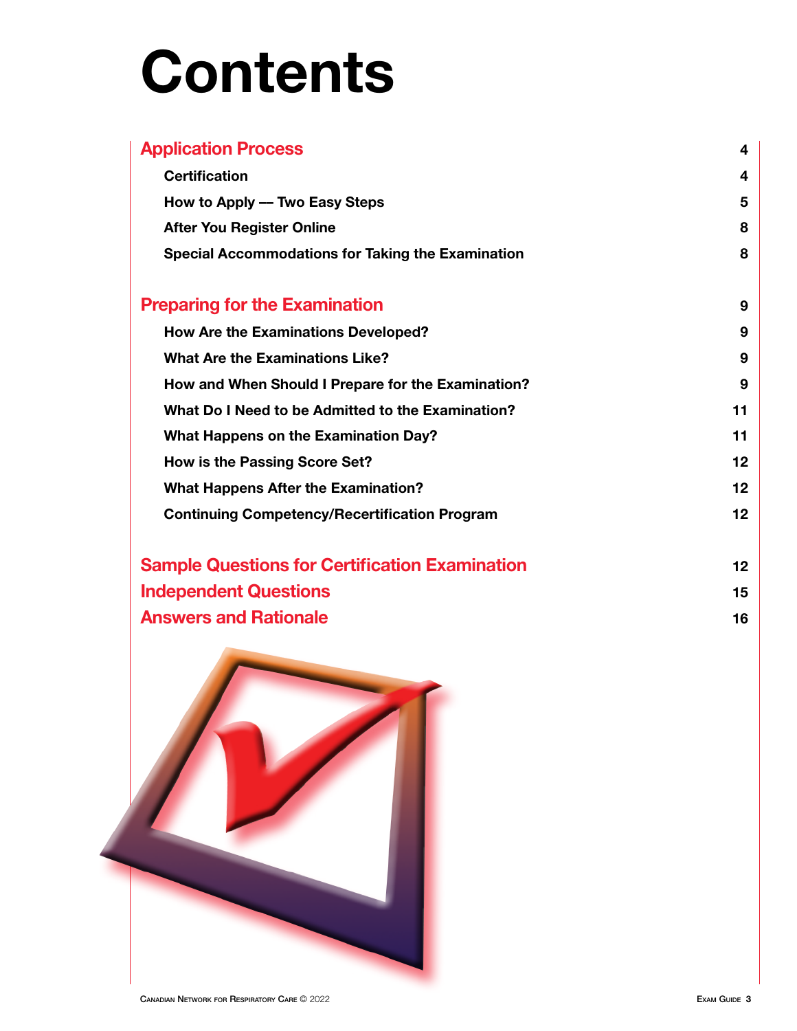# Contents

| | |
|---|---|
| **Application Process** | **4** |
| Certification | 4 |
| How to Apply — Two Easy Steps | 5 |
| After You Register Online | 8 |
| Special Accommodations for Taking the Examination | 8 |
| **Preparing for the Examination** | **9** |
| How Are the Examinations Developed? | 9 |
| What Are the Examinations Like? | 9 |
| How and When Should I Prepare for the Examination? | 9 |
| What Do I Need to be Admitted to the Examination? | 11 |
| What Happens on the Examination Day? | 11 |
| How is the Passing Score Set? | 12 |
| What Happens After the Examination? | 12 |
| Continuing Competency/Recertification Program | 12 |
| **Sample Questions for Certification Examination** | **12** |
| **Independent Questions** | **15** |
| **Answers and Rationale** | **16** |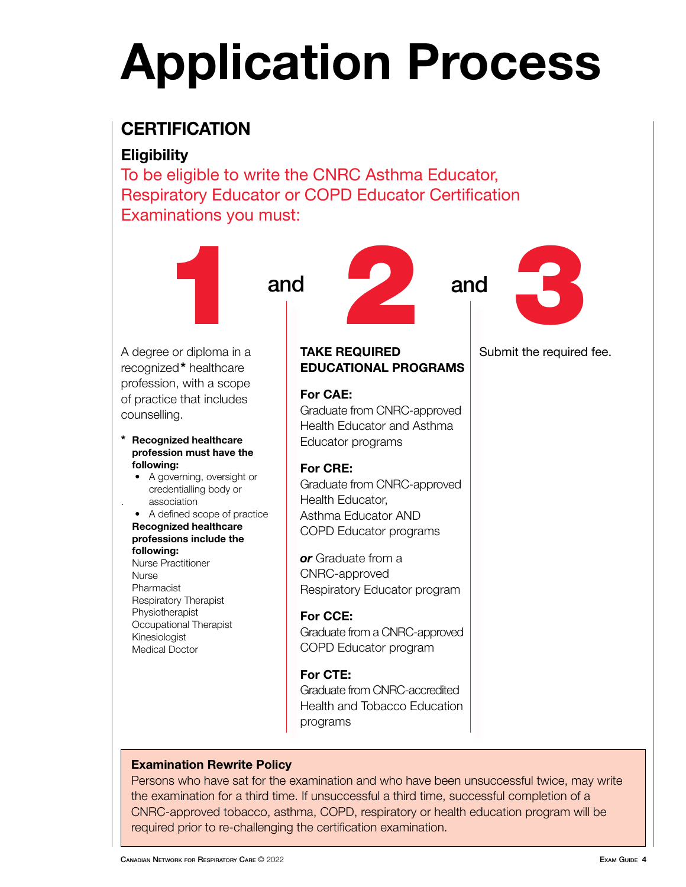# Application Process

## CERTIFICATION

### Eligibility

To be eligible to write the CNRC Asthma Educator, Respiratory Educator or COPD Educator Certification Examinations you must:

**1** and **2** and **3**

**1**

A degree or diploma in a recognized* healthcare profession, with a scope of practice that includes counselling.

\* **Recognized healthcare profession must have the following:**

- A governing, oversight or credentialling body or association
- A defined scope of practice

**Recognized healthcare professions include the following:**

Nurse Practitioner
Nurse
Pharmacist
Respiratory Therapist
Physiotherapist
Occupational Therapist
Kinesiologist
Medical Doctor

**2**

**TAKE REQUIRED EDUCATIONAL PROGRAMS**

**For CAE:**
Graduate from CNRC-approved Health Educator and Asthma Educator programs

**For CRE:**
Graduate from CNRC-approved Health Educator, Asthma Educator AND COPD Educator programs

***or*** Graduate from a CNRC-approved Respiratory Educator program

**For CCE:**
Graduate from a CNRC-approved COPD Educator program

**For CTE:**
Graduate from CNRC-accredited Health and Tobacco Education programs

**3**

Submit the required fee.

**Examination Rewrite Policy**

Persons who have sat for the examination and who have been unsuccessful twice, may write the examination for a third time. If unsuccessful a third time, successful completion of a CNRC-approved tobacco, asthma, COPD, respiratory or health education program will be required prior to re-challenging the certification examination.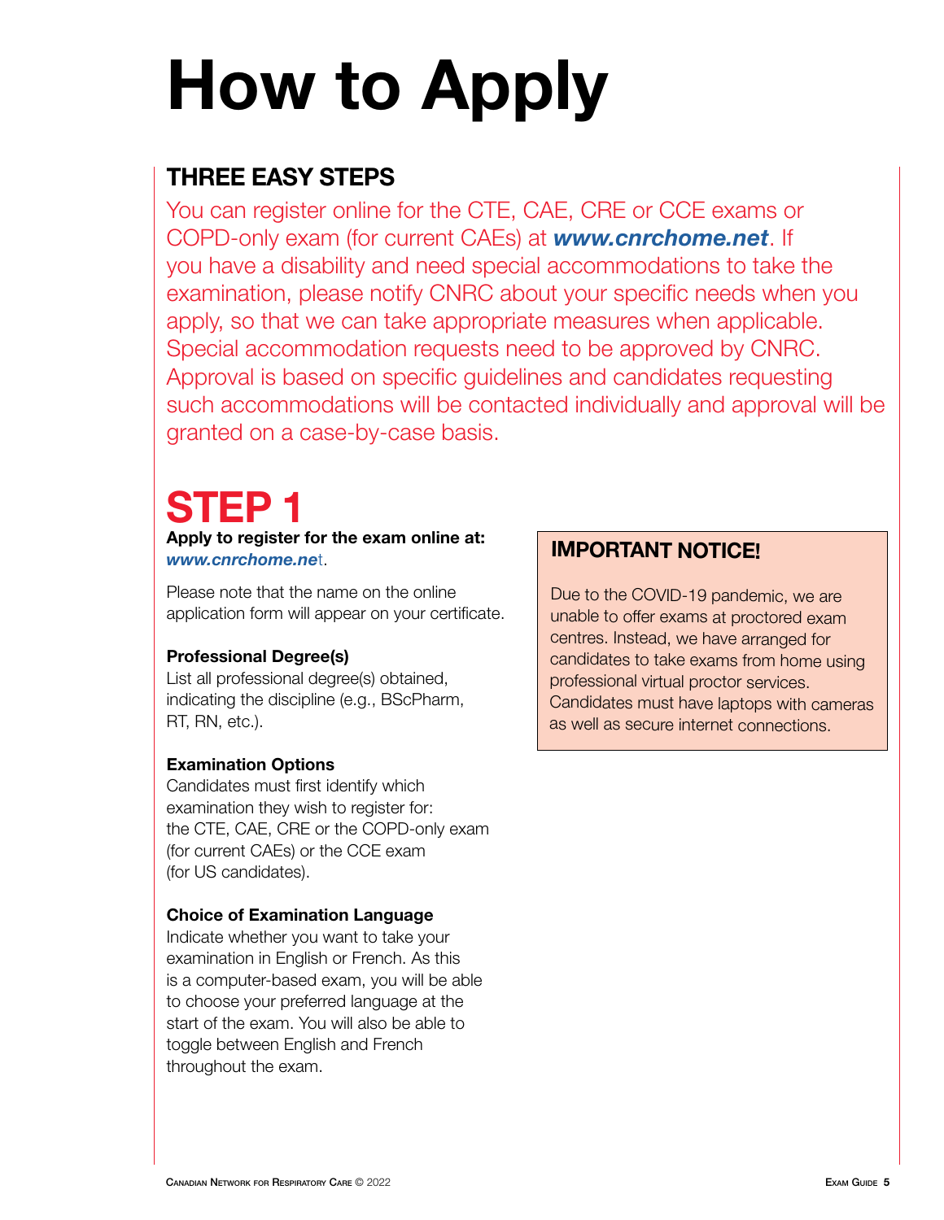# How to Apply

## THREE EASY STEPS

You can register online for the CTE, CAE, CRE or CCE exams or COPD-only exam (for current CAEs) at ***www.cnrchome.net***. If you have a disability and need special accommodations to take the examination, please notify CNRC about your specific needs when you apply, so that we can take appropriate measures when applicable. Special accommodation requests need to be approved by CNRC. Approval is based on specific guidelines and candidates requesting such accommodations will be contacted individually and approval will be granted on a case-by-case basis.

# STEP 1

**Apply to register for the exam online at:** ***www.cnrchome.net***.

Please note that the name on the online application form will appear on your certificate.

**Professional Degree(s)**
List all professional degree(s) obtained, indicating the discipline (e.g., BScPharm, RT, RN, etc.).

**Examination Options**
Candidates must first identify which examination they wish to register for: the CTE, CAE, CRE or the COPD-only exam (for current CAEs) or the CCE exam (for US candidates).

**Choice of Examination Language**
Indicate whether you want to take your examination in English or French. As this is a computer-based exam, you will be able to choose your preferred language at the start of the exam. You will also be able to toggle between English and French throughout the exam.

### IMPORTANT NOTICE!

Due to the COVID-19 pandemic, we are unable to offer exams at proctored exam centres. Instead, we have arranged for candidates to take exams from home using professional virtual proctor services. Candidates must have laptops with cameras as well as secure internet connections.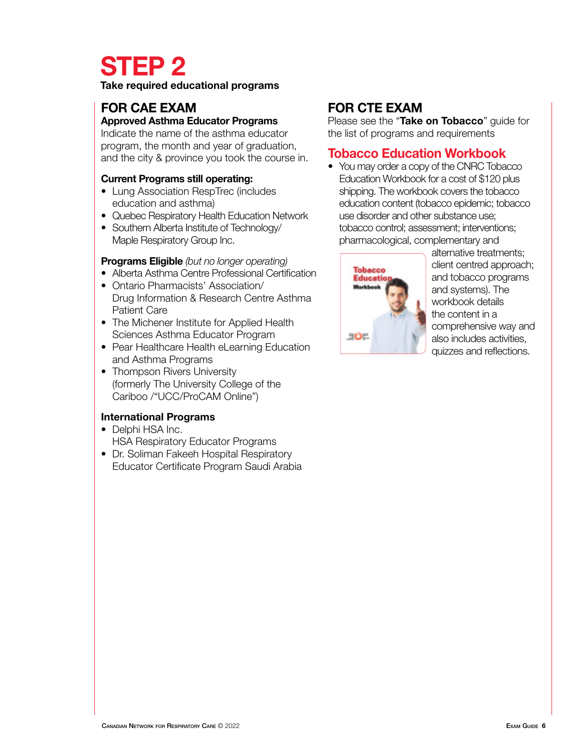# STEP 2

**Take required educational programs**

## FOR CAE EXAM

**Approved Asthma Educator Programs**

Indicate the name of the asthma educator program, the month and year of graduation, and the city & province you took the course in.

**Current Programs still operating:**

- Lung Association RespTrec (includes education and asthma)
- Quebec Respiratory Health Education Network
- Southern Alberta Institute of Technology/ Maple Respiratory Group Inc.

**Programs Eligible** *(but no longer operating)*

- Alberta Asthma Centre Professional Certification
- Ontario Pharmacists' Association/ Drug Information & Research Centre Asthma Patient Care
- The Michener Institute for Applied Health Sciences Asthma Educator Program
- Pear Healthcare Health eLearning Education and Asthma Programs
- Thompson Rivers University (formerly The University College of the Cariboo /"UCC/ProCAM Online")

**International Programs**

- Delphi HSA Inc. HSA Respiratory Educator Programs
- Dr. Soliman Fakeeh Hospital Respiratory Educator Certificate Program Saudi Arabia

## FOR CTE EXAM

Please see the "**Take on Tobacco**" guide for the list of programs and requirements

### Tobacco Education Workbook

- You may order a copy of the CNRC Tobacco Education Workbook for a cost of $120 plus shipping. The workbook covers the tobacco education content (tobacco epidemic; tobacco use disorder and other substance use; tobacco control; assessment; interventions; pharmacological, complementary and alternative treatments; client centred approach; and tobacco programs and systems). The workbook details the content in a comprehensive way and also includes activities, quizzes and reflections.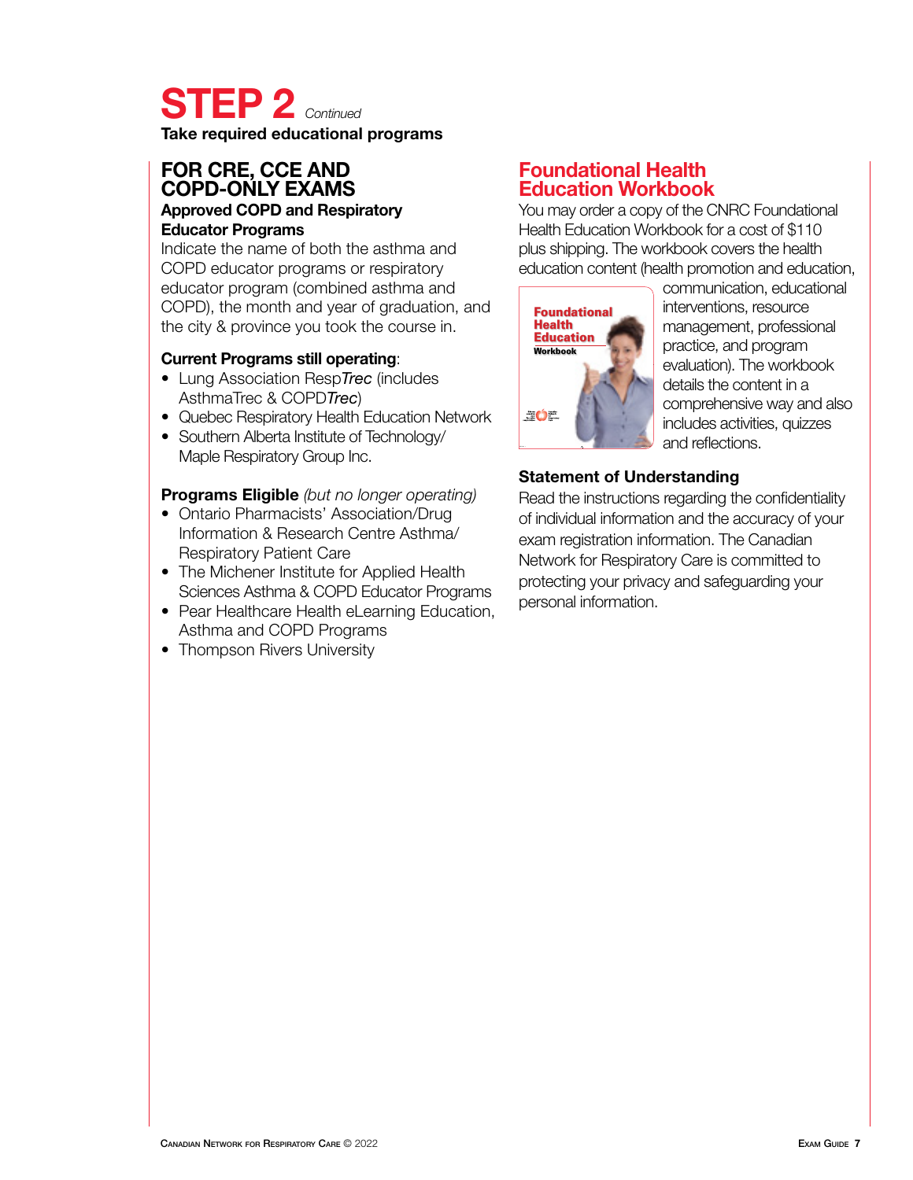# STEP 2 *Continued*

**Take required educational programs**

## FOR CRE, CCE AND COPD-ONLY EXAMS

### Approved COPD and Respiratory Educator Programs

Indicate the name of both the asthma and COPD educator programs or respiratory educator program (combined asthma and COPD), the month and year of graduation, and the city & province you took the course in.

**Current Programs still operating**:

- Lung Association Resp*Trec* (includes AsthmaTrec & COPD*Trec*)
- Quebec Respiratory Health Education Network
- Southern Alberta Institute of Technology/ Maple Respiratory Group Inc.

**Programs Eligible** *(but no longer operating)*

- Ontario Pharmacists' Association/Drug Information & Research Centre Asthma/ Respiratory Patient Care
- The Michener Institute for Applied Health Sciences Asthma & COPD Educator Programs
- Pear Healthcare Health eLearning Education, Asthma and COPD Programs
- Thompson Rivers University

## Foundational Health Education Workbook

You may order a copy of the CNRC Foundational Health Education Workbook for a cost of $110 plus shipping. The workbook covers the health education content (health promotion and education, communication, educational interventions, resource management, professional practice, and program evaluation). The workbook details the content in a comprehensive way and also includes activities, quizzes and reflections.

### Statement of Understanding

Read the instructions regarding the confidentiality of individual information and the accuracy of your exam registration information. The Canadian Network for Respiratory Care is committed to protecting your privacy and safeguarding your personal information.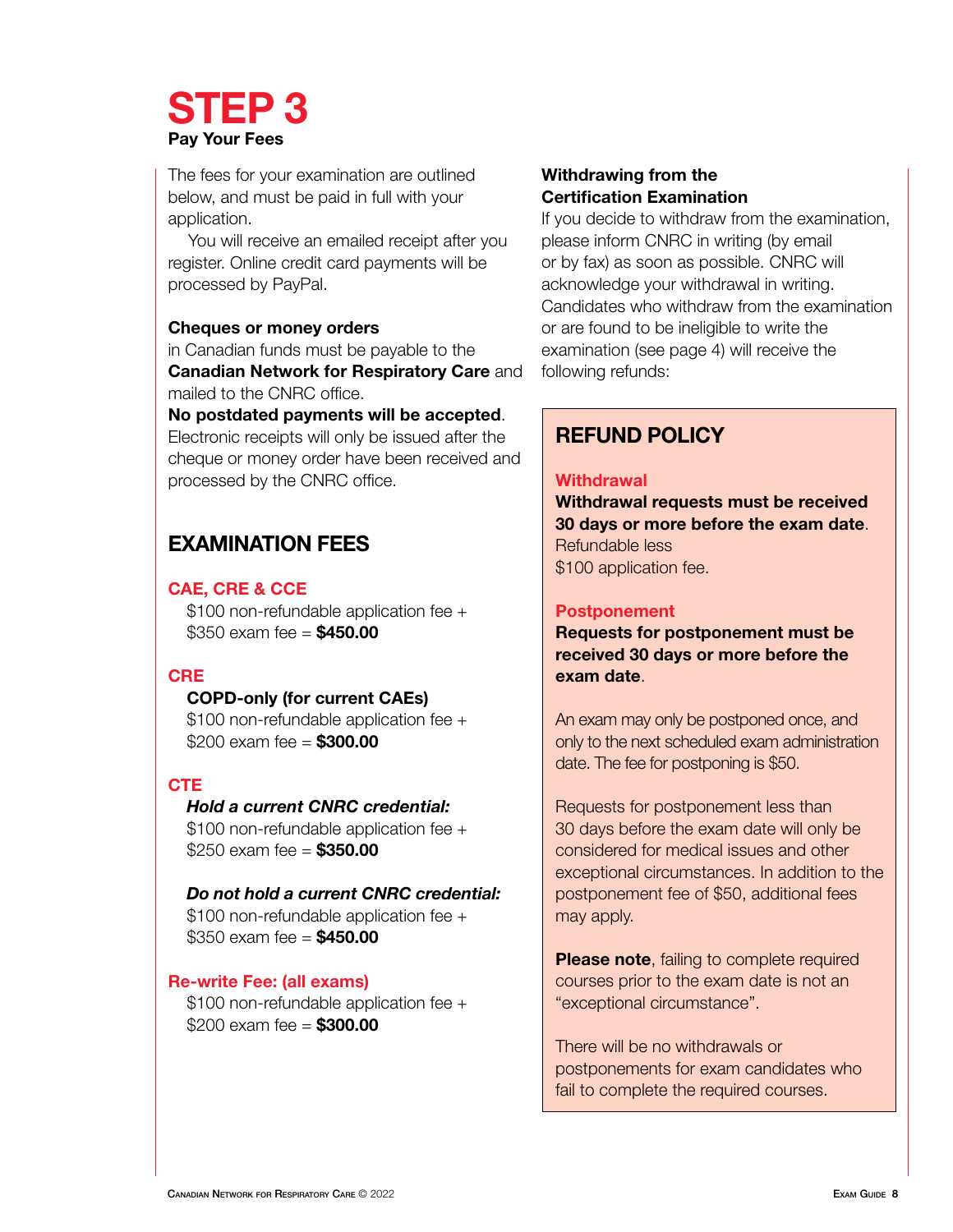# STEP 3

**Pay Your Fees**

The fees for your examination are outlined below, and must be paid in full with your application.

You will receive an emailed receipt after you register. Online credit card payments will be processed by PayPal.

**Cheques or money orders** in Canadian funds must be payable to the **Canadian Network for Respiratory Care** and mailed to the CNRC office.

**No postdated payments will be accepted**. Electronic receipts will only be issued after the cheque or money order have been received and processed by the CNRC office.

## EXAMINATION FEES

### CAE, CRE & CCE

$100 non-refundable application fee +
$350 exam fee = **$450.00**

### CRE

**COPD-only (for current CAEs)**
$100 non-refundable application fee +
$200 exam fee = **$300.00**

### CTE

***Hold a current CNRC credential:***
$100 non-refundable application fee +
$250 exam fee = **$350.00**

***Do not hold a current CNRC credential:***
$100 non-refundable application fee +
$350 exam fee = **$450.00**

### Re-write Fee: (all exams)

$100 non-refundable application fee +
$200 exam fee = **$300.00**

**Withdrawing from the Certification Examination**

If you decide to withdraw from the examination, please inform CNRC in writing (by email or by fax) as soon as possible. CNRC will acknowledge your withdrawal in writing. Candidates who withdraw from the examination or are found to be ineligible to write the examination (see page 4) will receive the following refunds:

## REFUND POLICY

### Withdrawal

**Withdrawal requests must be received 30 days or more before the exam date**. Refundable less $100 application fee.

### Postponement

**Requests for postponement must be received 30 days or more before the exam date**.

An exam may only be postponed once, and only to the next scheduled exam administration date. The fee for postponing is $50.

Requests for postponement less than 30 days before the exam date will only be considered for medical issues and other exceptional circumstances. In addition to the postponement fee of $50, additional fees may apply.

**Please note**, failing to complete required courses prior to the exam date is not an "exceptional circumstance".

There will be no withdrawals or postponements for exam candidates who fail to complete the required courses.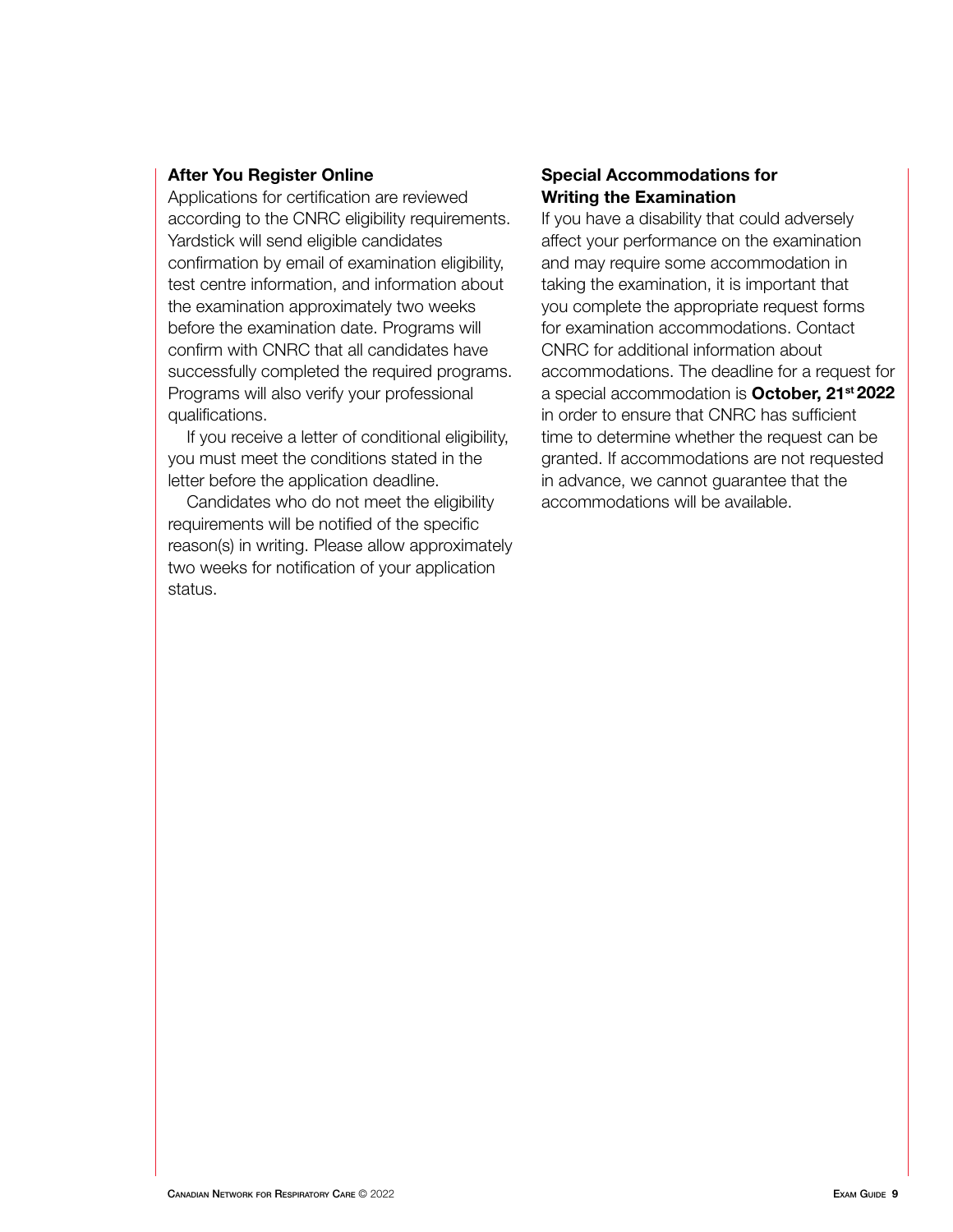### After You Register Online

Applications for certification are reviewed according to the CNRC eligibility requirements. Yardstick will send eligible candidates confirmation by email of examination eligibility, test centre information, and information about the examination approximately two weeks before the examination date. Programs will confirm with CNRC that all candidates have successfully completed the required programs. Programs will also verify your professional qualifications.

If you receive a letter of conditional eligibility, you must meet the conditions stated in the letter before the application deadline.

Candidates who do not meet the eligibility requirements will be notified of the specific reason(s) in writing. Please allow approximately two weeks for notification of your application status.

### Special Accommodations for Writing the Examination

If you have a disability that could adversely affect your performance on the examination and may require some accommodation in taking the examination, it is important that you complete the appropriate request forms for examination accommodations. Contact CNRC for additional information about accommodations. The deadline for a request for a special accommodation is **October, 21st 2022** in order to ensure that CNRC has sufficient time to determine whether the request can be granted. If accommodations are not requested in advance, we cannot guarantee that the accommodations will be available.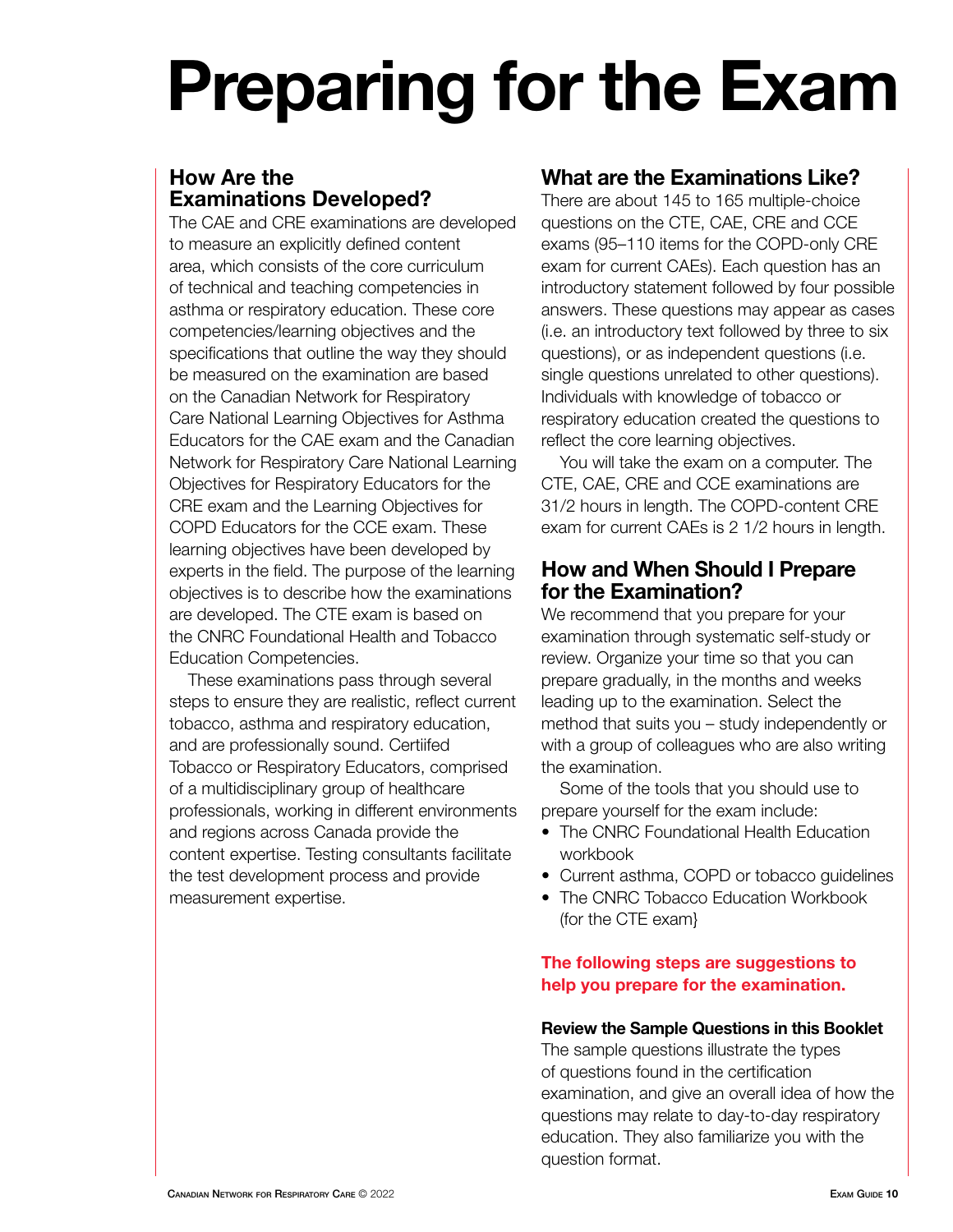# Preparing for the Exam

## How Are the Examinations Developed?

The CAE and CRE examinations are developed to measure an explicitly defined content area, which consists of the core curriculum of technical and teaching competencies in asthma or respiratory education. These core competencies/learning objectives and the specifications that outline the way they should be measured on the examination are based on the Canadian Network for Respiratory Care National Learning Objectives for Asthma Educators for the CAE exam and the Canadian Network for Respiratory Care National Learning Objectives for Respiratory Educators for the CRE exam and the Learning Objectives for COPD Educators for the CCE exam. These learning objectives have been developed by experts in the field. The purpose of the learning objectives is to describe how the examinations are developed. The CTE exam is based on the CNRC Foundational Health and Tobacco Education Competencies.

These examinations pass through several steps to ensure they are realistic, reflect current tobacco, asthma and respiratory education, and are professionally sound. Certiifed Tobacco or Respiratory Educators, comprised of a multidisciplinary group of healthcare professionals, working in different environments and regions across Canada provide the content expertise. Testing consultants facilitate the test development process and provide measurement expertise.

## What are the Examinations Like?

There are about 145 to 165 multiple-choice questions on the CTE, CAE, CRE and CCE exams (95–110 items for the COPD-only CRE exam for current CAEs). Each question has an introductory statement followed by four possible answers. These questions may appear as cases (i.e. an introductory text followed by three to six questions), or as independent questions (i.e. single questions unrelated to other questions). Individuals with knowledge of tobacco or respiratory education created the questions to reflect the core learning objectives.

You will take the exam on a computer. The CTE, CAE, CRE and CCE examinations are 31/2 hours in length. The COPD-content CRE exam for current CAEs is 2 1/2 hours in length.

## How and When Should I Prepare for the Examination?

We recommend that you prepare for your examination through systematic self-study or review. Organize your time so that you can prepare gradually, in the months and weeks leading up to the examination. Select the method that suits you – study independently or with a group of colleagues who are also writing the examination.

Some of the tools that you should use to prepare yourself for the exam include:

- The CNRC Foundational Health Education workbook
- Current asthma, COPD or tobacco guidelines
- The CNRC Tobacco Education Workbook (for the CTE exam}

**The following steps are suggestions to help you prepare for the examination.**

### Review the Sample Questions in this Booklet

The sample questions illustrate the types of questions found in the certification examination, and give an overall idea of how the questions may relate to day-to-day respiratory education. They also familiarize you with the question format.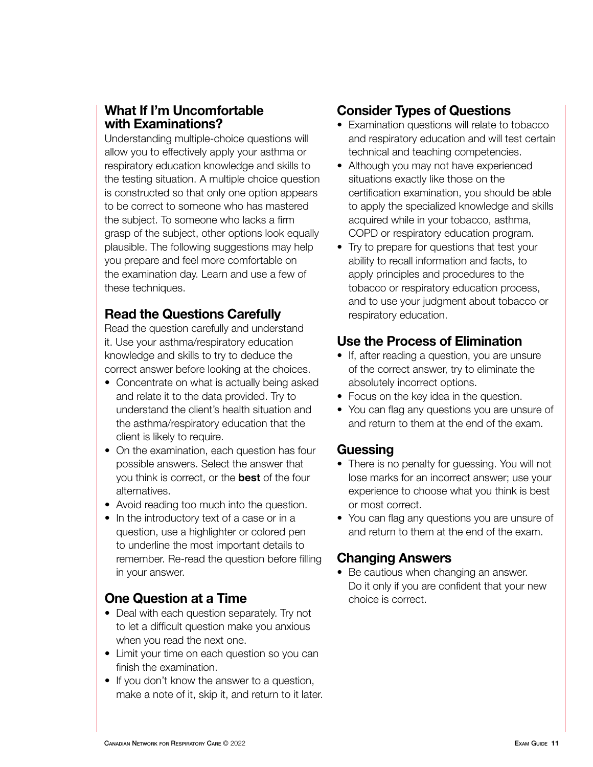## What If I'm Uncomfortable with Examinations?

Understanding multiple-choice questions will allow you to effectively apply your asthma or respiratory education knowledge and skills to the testing situation. A multiple choice question is constructed so that only one option appears to be correct to someone who has mastered the subject. To someone who lacks a firm grasp of the subject, other options look equally plausible. The following suggestions may help you prepare and feel more comfortable on the examination day. Learn and use a few of these techniques.

## Read the Questions Carefully

Read the question carefully and understand it. Use your asthma/respiratory education knowledge and skills to try to deduce the correct answer before looking at the choices.

- Concentrate on what is actually being asked and relate it to the data provided. Try to understand the client's health situation and the asthma/respiratory education that the client is likely to require.
- On the examination, each question has four possible answers. Select the answer that you think is correct, or the **best** of the four alternatives.
- Avoid reading too much into the question.
- In the introductory text of a case or in a question, use a highlighter or colored pen to underline the most important details to remember. Re-read the question before filling in your answer.

## One Question at a Time

- Deal with each question separately. Try not to let a difficult question make you anxious when you read the next one.
- Limit your time on each question so you can finish the examination.
- If you don't know the answer to a question, make a note of it, skip it, and return to it later.

## Consider Types of Questions

- Examination questions will relate to tobacco and respiratory education and will test certain technical and teaching competencies.
- Although you may not have experienced situations exactly like those on the certification examination, you should be able to apply the specialized knowledge and skills acquired while in your tobacco, asthma, COPD or respiratory education program.
- Try to prepare for questions that test your ability to recall information and facts, to apply principles and procedures to the tobacco or respiratory education process, and to use your judgment about tobacco or respiratory education.

## Use the Process of Elimination

- If, after reading a question, you are unsure of the correct answer, try to eliminate the absolutely incorrect options.
- Focus on the key idea in the question.
- You can flag any questions you are unsure of and return to them at the end of the exam.

## Guessing

- There is no penalty for guessing. You will not lose marks for an incorrect answer; use your experience to choose what you think is best or most correct.
- You can flag any questions you are unsure of and return to them at the end of the exam.

## Changing Answers

- Be cautious when changing an answer. Do it only if you are confident that your new choice is correct.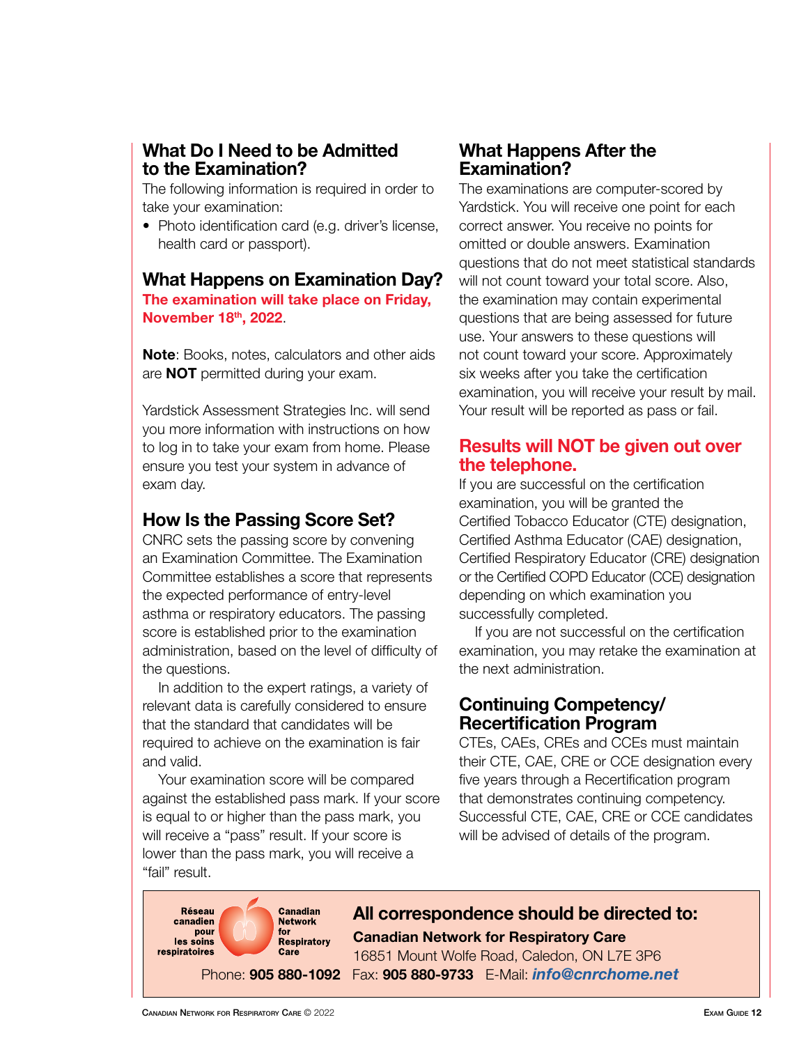## What Do I Need to be Admitted to the Examination?

The following information is required in order to take your examination:

- Photo identification card (e.g. driver's license, health card or passport).

## What Happens on Examination Day?

**The examination will take place on Friday, November 18th, 2022.**

**Note**: Books, notes, calculators and other aids are **NOT** permitted during your exam.

Yardstick Assessment Strategies Inc. will send you more information with instructions on how to log in to take your exam from home. Please ensure you test your system in advance of exam day.

## How Is the Passing Score Set?

CNRC sets the passing score by convening an Examination Committee. The Examination Committee establishes a score that represents the expected performance of entry-level asthma or respiratory educators. The passing score is established prior to the examination administration, based on the level of difficulty of the questions.

In addition to the expert ratings, a variety of relevant data is carefully considered to ensure that the standard that candidates will be required to achieve on the examination is fair and valid.

Your examination score will be compared against the established pass mark. If your score is equal to or higher than the pass mark, you will receive a "pass" result. If your score is lower than the pass mark, you will receive a "fail" result.

## What Happens After the Examination?

The examinations are computer-scored by Yardstick. You will receive one point for each correct answer. You receive no points for omitted or double answers. Examination questions that do not meet statistical standards will not count toward your total score. Also, the examination may contain experimental questions that are being assessed for future use. Your answers to these questions will not count toward your score. Approximately six weeks after you take the certification examination, you will receive your result by mail. Your result will be reported as pass or fail.

## Results will NOT be given out over the telephone.

If you are successful on the certification examination, you will be granted the Certified Tobacco Educator (CTE) designation, Certified Asthma Educator (CAE) designation, Certified Respiratory Educator (CRE) designation or the Certified COPD Educator (CCE) designation depending on which examination you successfully completed.

If you are not successful on the certification examination, you may retake the examination at the next administration.

## Continuing Competency/ Recertification Program

CTEs, CAEs, CREs and CCEs must maintain their CTE, CAE, CRE or CCE designation every five years through a Recertification program that demonstrates continuing competency. Successful CTE, CAE, CRE or CCE candidates will be advised of details of the program.

Réseau canadien pour les soins respiratoires

Canadian Network for Respiratory Care

**All correspondence should be directed to:**

**Canadian Network for Respiratory Care**

16851 Mount Wolfe Road, Caledon, ON L7E 3P6

Phone: **905 880-1092** Fax: **905 880-9733** E-Mail: ***info@cnrchome.net***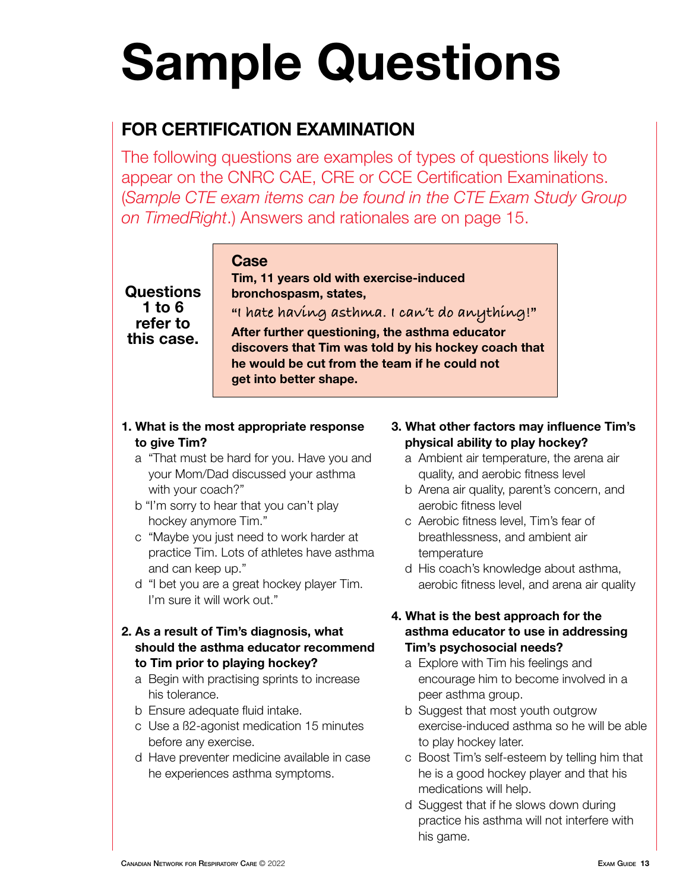# Sample Questions

## FOR CERTIFICATION EXAMINATION

The following questions are examples of types of questions likely to appear on the CNRC CAE, CRE or CCE Certification Examinations. (*Sample CTE exam items can be found in the CTE Exam Study Group on TimedRight*.) Answers and rationales are on page 15.

**Questions 1 to 6 refer to this case.**

### Case

**Tim, 11 years old with exercise-induced bronchospasm, states,**

**"I hate having asthma. I can't do anything!"**

**After further questioning, the asthma educator discovers that Tim was told by his hockey coach that he would be cut from the team if he could not get into better shape.**

**1. What is the most appropriate response to give Tim?**

- a "That must be hard for you. Have you and your Mom/Dad discussed your asthma with your coach?"
- b "I'm sorry to hear that you can't play hockey anymore Tim."
- c "Maybe you just need to work harder at practice Tim. Lots of athletes have asthma and can keep up."
- d "I bet you are a great hockey player Tim. I'm sure it will work out."

**2. As a result of Tim's diagnosis, what should the asthma educator recommend to Tim prior to playing hockey?**

- a Begin with practising sprints to increase his tolerance.
- b Ensure adequate fluid intake.
- c Use a ß2-agonist medication 15 minutes before any exercise.
- d Have preventer medicine available in case he experiences asthma symptoms.

**3. What other factors may influence Tim's physical ability to play hockey?**

- a Ambient air temperature, the arena air quality, and aerobic fitness level
- b Arena air quality, parent's concern, and aerobic fitness level
- c Aerobic fitness level, Tim's fear of breathlessness, and ambient air temperature
- d His coach's knowledge about asthma, aerobic fitness level, and arena air quality

**4. What is the best approach for the asthma educator to use in addressing Tim's psychosocial needs?**

- a Explore with Tim his feelings and encourage him to become involved in a peer asthma group.
- b Suggest that most youth outgrow exercise-induced asthma so he will be able to play hockey later.
- c Boost Tim's self-esteem by telling him that he is a good hockey player and that his medications will help.
- d Suggest that if he slows down during practice his asthma will not interfere with his game.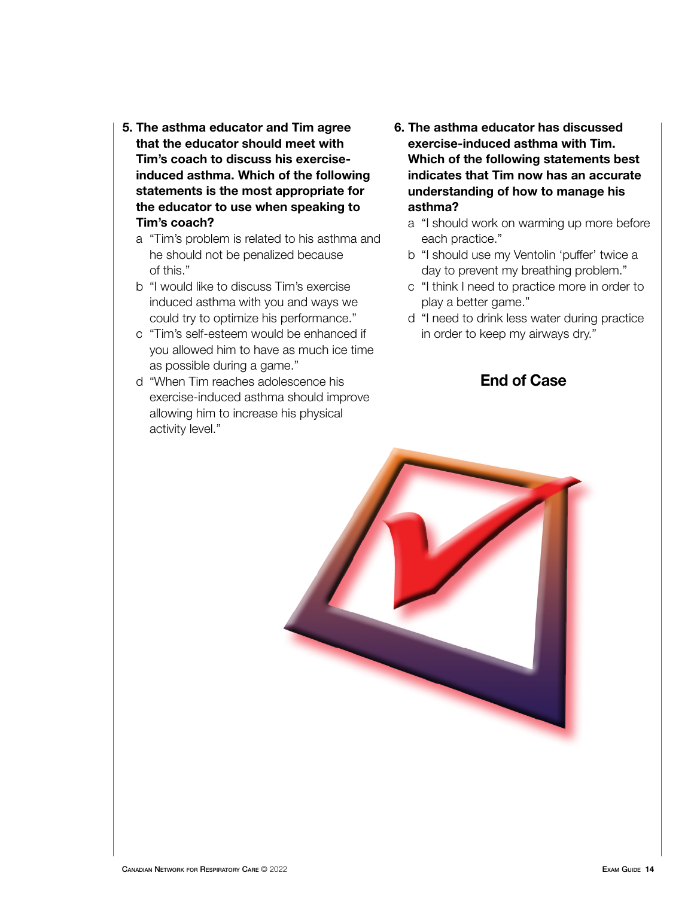**5. The asthma educator and Tim agree that the educator should meet with Tim's coach to discuss his exercise-induced asthma. Which of the following statements is the most appropriate for the educator to use when speaking to Tim's coach?**

a "Tim's problem is related to his asthma and he should not be penalized because of this."

b "I would like to discuss Tim's exercise induced asthma with you and ways we could try to optimize his performance."

c "Tim's self-esteem would be enhanced if you allowed him to have as much ice time as possible during a game."

d "When Tim reaches adolescence his exercise-induced asthma should improve allowing him to increase his physical activity level."

**6. The asthma educator has discussed exercise-induced asthma with Tim. Which of the following statements best indicates that Tim now has an accurate understanding of how to manage his asthma?**

a "I should work on warming up more before each practice."

b "I should use my Ventolin 'puffer' twice a day to prevent my breathing problem."

c "I think I need to practice more in order to play a better game."

d "I need to drink less water during practice in order to keep my airways dry."

## End of Case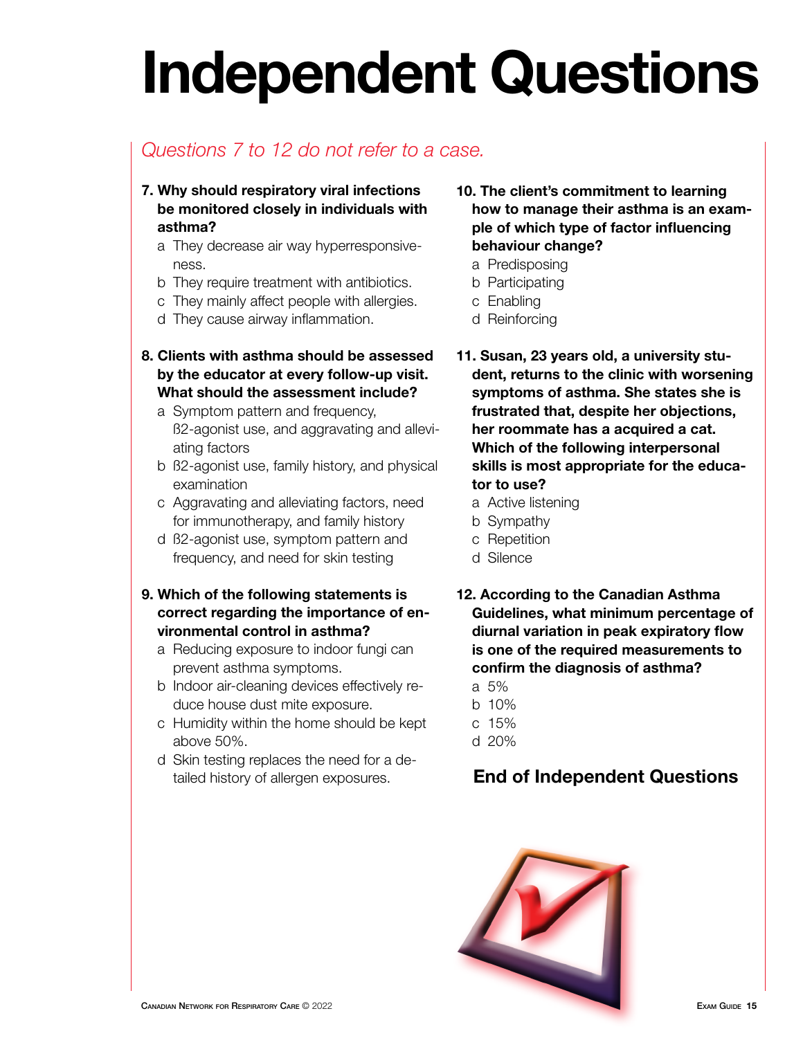# Independent Questions

*Questions 7 to 12 do not refer to a case.*

**7. Why should respiratory viral infections be monitored closely in individuals with asthma?**

a They decrease air way hyperresponsiveness.
b They require treatment with antibiotics.
c They mainly affect people with allergies.
d They cause airway inflammation.

**8. Clients with asthma should be assessed by the educator at every follow-up visit. What should the assessment include?**

a Symptom pattern and frequency, ß2-agonist use, and aggravating and alleviating factors
b ß2-agonist use, family history, and physical examination
c Aggravating and alleviating factors, need for immunotherapy, and family history
d ß2-agonist use, symptom pattern and frequency, and need for skin testing

**9. Which of the following statements is correct regarding the importance of environmental control in asthma?**

a Reducing exposure to indoor fungi can prevent asthma symptoms.
b Indoor air-cleaning devices effectively reduce house dust mite exposure.
c Humidity within the home should be kept above 50%.
d Skin testing replaces the need for a detailed history of allergen exposures.

**10. The client's commitment to learning how to manage their asthma is an example of which type of factor influencing behaviour change?**

a Predisposing
b Participating
c Enabling
d Reinforcing

**11. Susan, 23 years old, a university student, returns to the clinic with worsening symptoms of asthma. She states she is frustrated that, despite her objections, her roommate has a acquired a cat. Which of the following interpersonal skills is most appropriate for the educator to use?**

a Active listening
b Sympathy
c Repetition
d Silence

**12. According to the Canadian Asthma Guidelines, what minimum percentage of diurnal variation in peak expiratory flow is one of the required measurements to confirm the diagnosis of asthma?**

a 5%
b 10%
c 15%
d 20%

## End of Independent Questions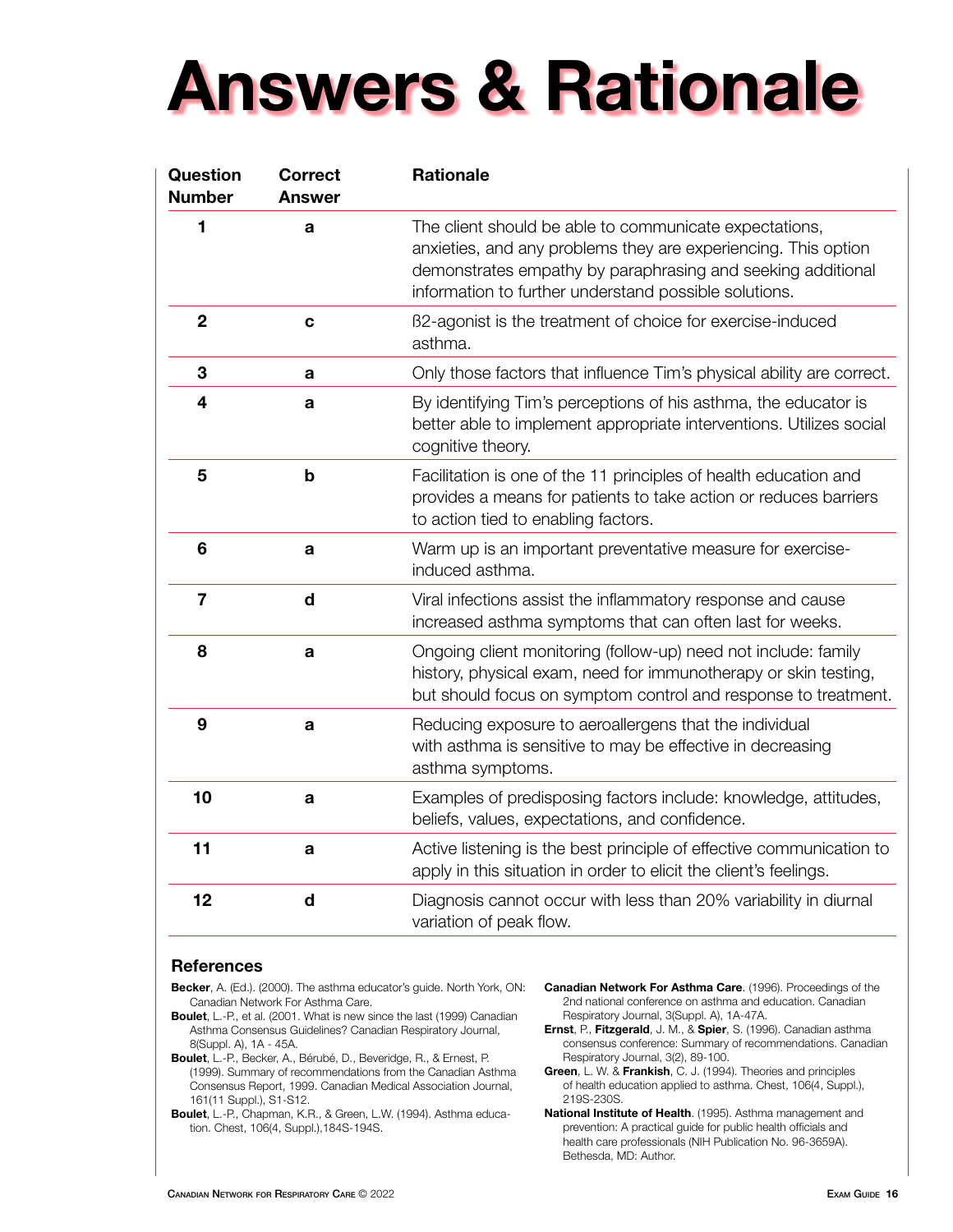# Answers & Rationale

| Question Number | Correct Answer | Rationale |
|---|---|---|
| 1 | a | The client should be able to communicate expectations, anxieties, and any problems they are experiencing. This option demonstrates empathy by paraphrasing and seeking additional information to further understand possible solutions. |
| 2 | c | ß2-agonist is the treatment of choice for exercise-induced asthma. |
| 3 | a | Only those factors that influence Tim's physical ability are correct. |
| 4 | a | By identifying Tim's perceptions of his asthma, the educator is better able to implement appropriate interventions. Utilizes social cognitive theory. |
| 5 | b | Facilitation is one of the 11 principles of health education and provides a means for patients to take action or reduces barriers to action tied to enabling factors. |
| 6 | a | Warm up is an important preventative measure for exercise-induced asthma. |
| 7 | d | Viral infections assist the inflammatory response and cause increased asthma symptoms that can often last for weeks. |
| 8 | a | Ongoing client monitoring (follow-up) need not include: family history, physical exam, need for immunotherapy or skin testing, but should focus on symptom control and response to treatment. |
| 9 | a | Reducing exposure to aeroallergens that the individual with asthma is sensitive to may be effective in decreasing asthma symptoms. |
| 10 | a | Examples of predisposing factors include: knowledge, attitudes, beliefs, values, expectations, and confidence. |
| 11 | a | Active listening is the best principle of effective communication to apply in this situation in order to elicit the client's feelings. |
| 12 | d | Diagnosis cannot occur with less than 20% variability in diurnal variation of peak flow. |

## References

**Becker**, A. (Ed.). (2000). The asthma educator's guide. North York, ON: Canadian Network For Asthma Care.

**Boulet**, L.-P., et al. (2001. What is new since the last (1999) Canadian Asthma Consensus Guidelines? Canadian Respiratory Journal, 8(Suppl. A), 1A - 45A.

**Boulet**, L.-P., Becker, A., Bérubé, D., Beveridge, R., & Ernest, P. (1999). Summary of recommendations from the Canadian Asthma Consensus Report, 1999. Canadian Medical Association Journal, 161(11 Suppl.), S1-S12.

**Boulet**, L.-P., Chapman, K.R., & Green, L.W. (1994). Asthma education. Chest, 106(4, Suppl.),184S-194S.

**Canadian Network For Asthma Care**. (1996). Proceedings of the 2nd national conference on asthma and education. Canadian Respiratory Journal, 3(Suppl. A), 1A-47A.

**Ernst**, P., **Fitzgerald**, J. M., & **Spier**, S. (1996). Canadian asthma consensus conference: Summary of recommendations. Canadian Respiratory Journal, 3(2), 89-100.

**Green**, L. W. & **Frankish**, C. J. (1994). Theories and principles of health education applied to asthma. Chest, 106(4, Suppl.), 219S-230S.

**National Institute of Health**. (1995). Asthma management and prevention: A practical guide for public health officials and health care professionals (NIH Publication No. 96-3659A). Bethesda, MD: Author.